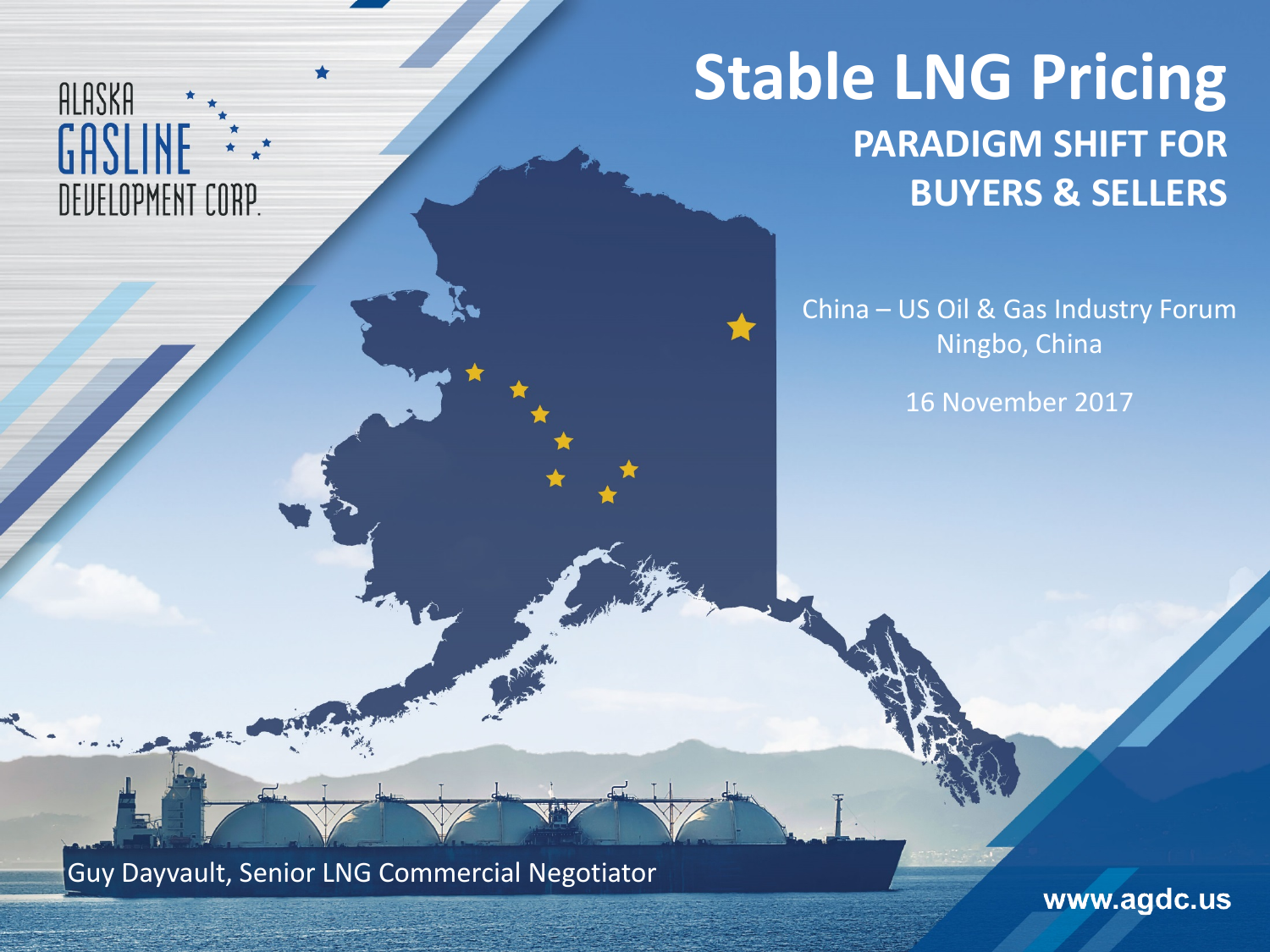ALASKA GASLINE DEVELOPMENT CORP.

# Stable LNG Pricing

## PARADIGM SHIFT FOR BUYERS & SELLERS

China – US Oil & Gas Industry Forum
Ningbo, China

16 November 2017

Guy Dayvault, Senior LNG Commercial Negotiator

www.agdc.us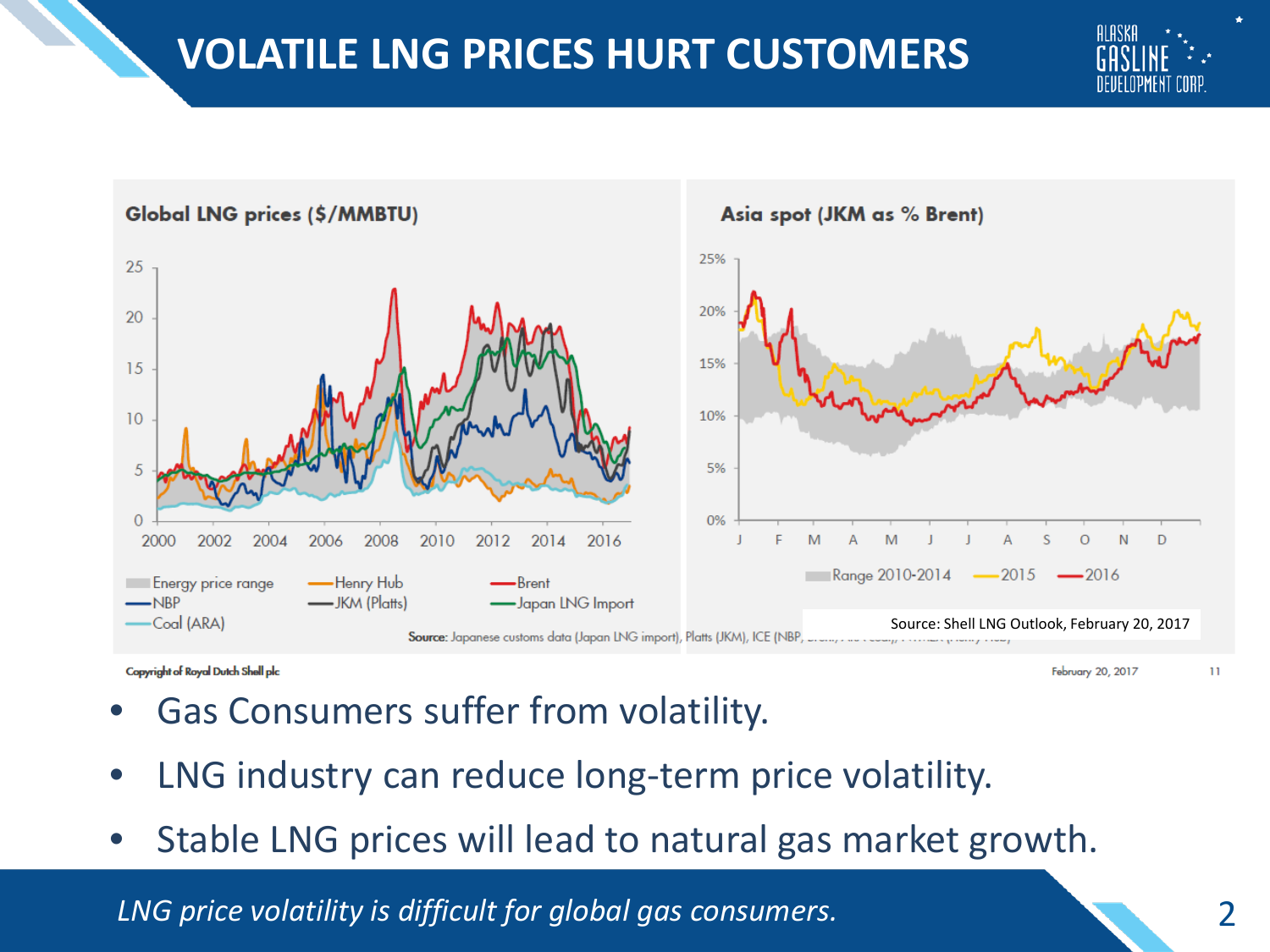# VOLATILE LNG PRICES HURT CUSTOMERS

**Global LNG prices ($/MMBTU)**

Energy price range, Henry Hub, Brent, NBP, JKM (Platts), Japan LNG Import, Coal (ARA)

**Asia spot (JKM as % Brent)**

Range 2010-2014, 2015, 2016

Source: Shell LNG Outlook, February 20, 2017

Copyright of Royal Dutch Shell plc — February 20, 2017 — 11

- Gas Consumers suffer from volatility.
- LNG industry can reduce long-term price volatility.
- Stable LNG prices will lead to natural gas market growth.

*LNG price volatility is difficult for global gas consumers.*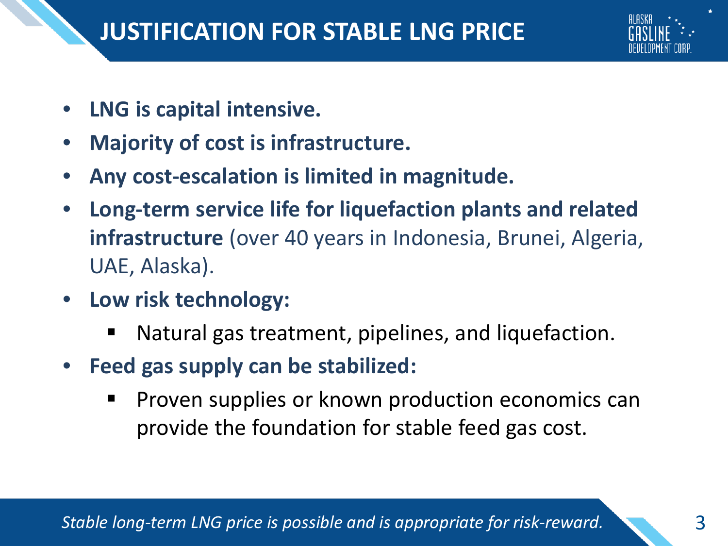# JUSTIFICATION FOR STABLE LNG PRICE

- **LNG is capital intensive.**
- **Majority of cost is infrastructure.**
- **Any cost-escalation is limited in magnitude.**
- **Long-term service life for liquefaction plants and related infrastructure** (over 40 years in Indonesia, Brunei, Algeria, UAE, Alaska).
- **Low risk technology:**
  - Natural gas treatment, pipelines, and liquefaction.
- **Feed gas supply can be stabilized:**
  - Proven supplies or known production economics can provide the foundation for stable feed gas cost.

*Stable long-term LNG price is possible and is appropriate for risk-reward.*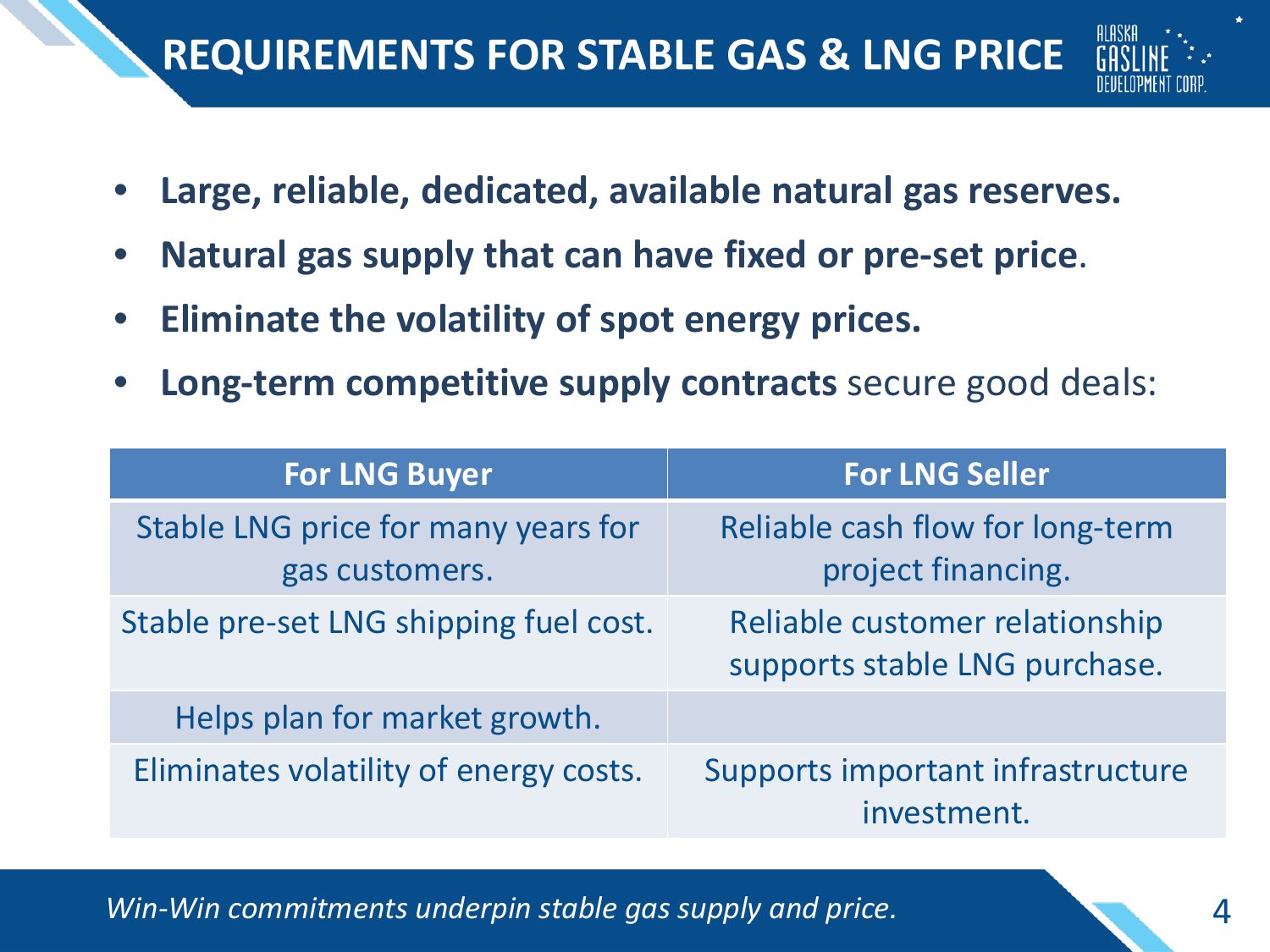# REQUIREMENTS FOR STABLE GAS & LNG PRICE

- **Large, reliable, dedicated, available natural gas reserves.**
- **Natural gas supply that can have fixed or pre-set price**.
- **Eliminate the volatility of spot energy prices.**
- **Long-term competitive supply contracts** secure good deals:

| For LNG Buyer | For LNG Seller |
| --- | --- |
| Stable LNG price for many years for gas customers. | Reliable cash flow for long-term project financing. |
| Stable pre-set LNG shipping fuel cost. | Reliable customer relationship supports stable LNG purchase. |
| Helps plan for market growth. | |
| Eliminates volatility of energy costs. | Supports important infrastructure investment. |

*Win-Win commitments underpin stable gas supply and price.*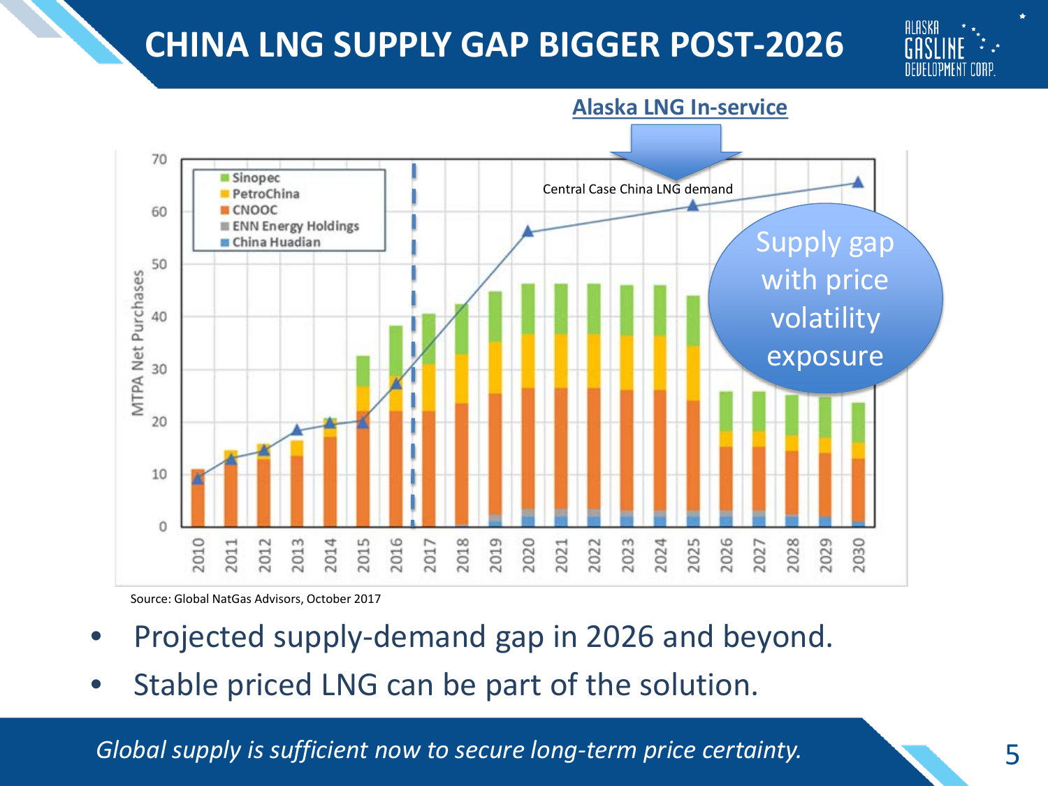# CHINA LNG SUPPLY GAP BIGGER POST-2026

**Alaska LNG In-service**

Central Case China LNG demand

Supply gap with price volatility exposure

Sinopec, PetroChina, CNOOC, ENN Energy Holdings, China Huadian

MTPA Net Purchases

Source: Global NatGas Advisors, October 2017

- Projected supply-demand gap in 2026 and beyond.
- Stable priced LNG can be part of the solution.

*Global supply is sufficient now to secure long-term price certainty.*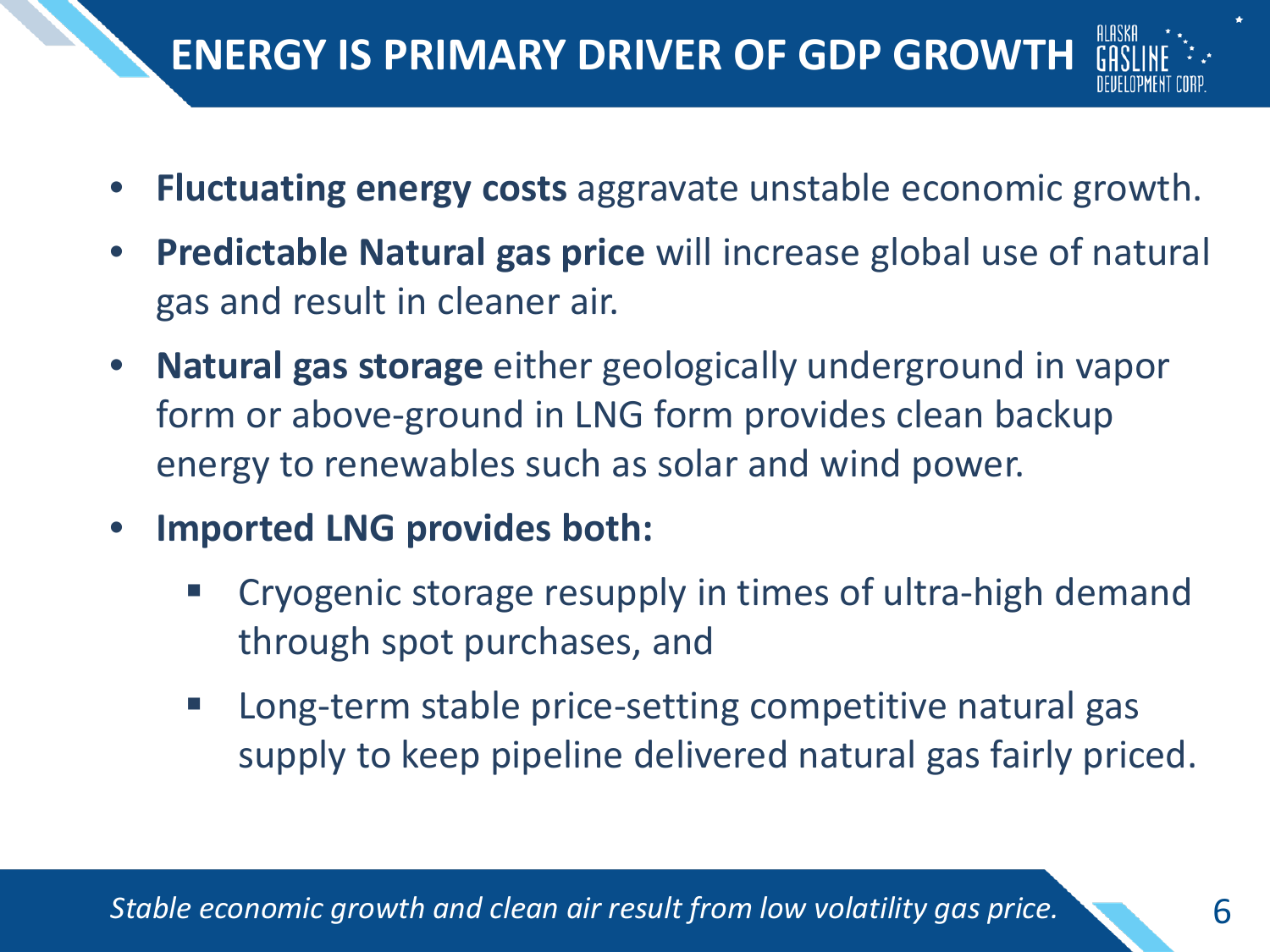# ENERGY IS PRIMARY DRIVER OF GDP GROWTH

- **Fluctuating energy costs** aggravate unstable economic growth.
- **Predictable Natural gas price** will increase global use of natural gas and result in cleaner air.
- **Natural gas storage** either geologically underground in vapor form or above-ground in LNG form provides clean backup energy to renewables such as solar and wind power.
- **Imported LNG provides both:**
  - Cryogenic storage resupply in times of ultra-high demand through spot purchases, and
  - Long-term stable price-setting competitive natural gas supply to keep pipeline delivered natural gas fairly priced.

*Stable economic growth and clean air result from low volatility gas price.*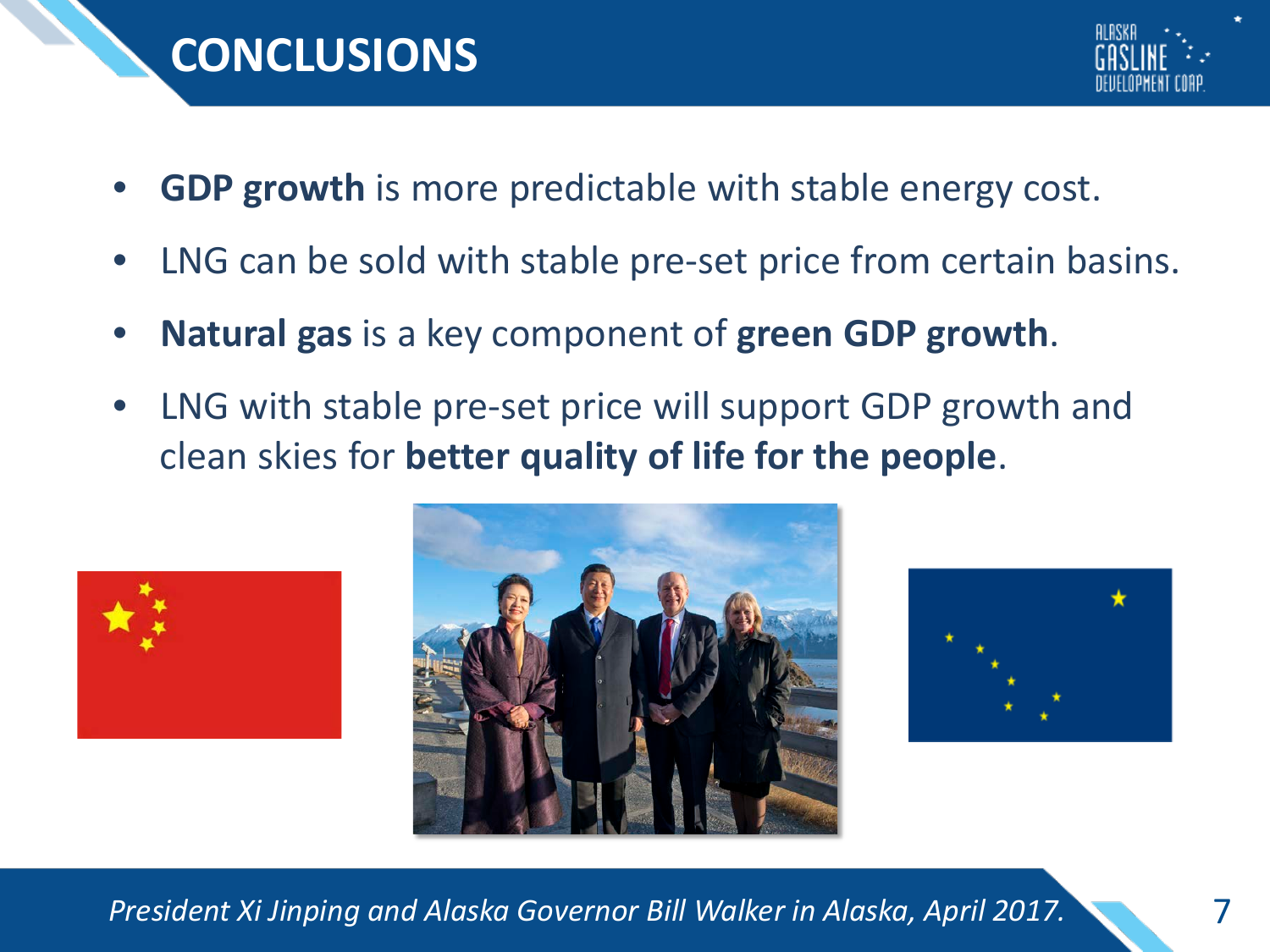# CONCLUSIONS

- **GDP growth** is more predictable with stable energy cost.
- LNG can be sold with stable pre-set price from certain basins.
- **Natural gas** is a key component of **green GDP growth**.
- LNG with stable pre-set price will support GDP growth and clean skies for **better quality of life for the people**.

*President Xi Jinping and Alaska Governor Bill Walker in Alaska, April 2017.*